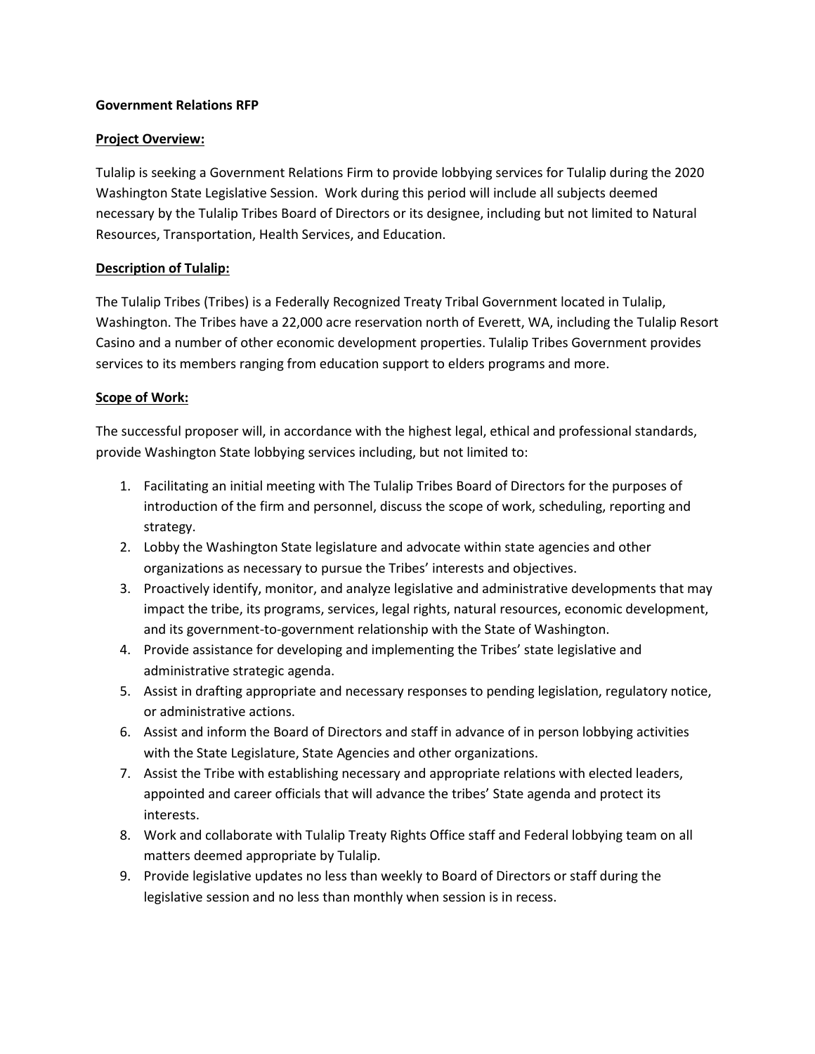**Government Relations RFP**

**Project Overview:**

Tulalip is seeking a Government Relations Firm to provide lobbying services for Tulalip during the 2020 Washington State Legislative Session. Work during this period will include all subjects deemed necessary by the Tulalip Tribes Board of Directors or its designee, including but not limited to Natural Resources, Transportation, Health Services, and Education.

**Description of Tulalip:**

The Tulalip Tribes (Tribes) is a Federally Recognized Treaty Tribal Government located in Tulalip, Washington. The Tribes have a 22,000 acre reservation north of Everett, WA, including the Tulalip Resort Casino and a number of other economic development properties. Tulalip Tribes Government provides services to its members ranging from education support to elders programs and more.

**Scope of Work:**

The successful proposer will, in accordance with the highest legal, ethical and professional standards, provide Washington State lobbying services including, but not limited to:

1. Facilitating an initial meeting with The Tulalip Tribes Board of Directors for the purposes of introduction of the firm and personnel, discuss the scope of work, scheduling, reporting and strategy.
2. Lobby the Washington State legislature and advocate within state agencies and other organizations as necessary to pursue the Tribes' interests and objectives.
3. Proactively identify, monitor, and analyze legislative and administrative developments that may impact the tribe, its programs, services, legal rights, natural resources, economic development, and its government-to-government relationship with the State of Washington.
4. Provide assistance for developing and implementing the Tribes' state legislative and administrative strategic agenda.
5. Assist in drafting appropriate and necessary responses to pending legislation, regulatory notice, or administrative actions.
6. Assist and inform the Board of Directors and staff in advance of in person lobbying activities with the State Legislature, State Agencies and other organizations.
7. Assist the Tribe with establishing necessary and appropriate relations with elected leaders, appointed and career officials that will advance the tribes' State agenda and protect its interests.
8. Work and collaborate with Tulalip Treaty Rights Office staff and Federal lobbying team on all matters deemed appropriate by Tulalip.
9. Provide legislative updates no less than weekly to Board of Directors or staff during the legislative session and no less than monthly when session is in recess.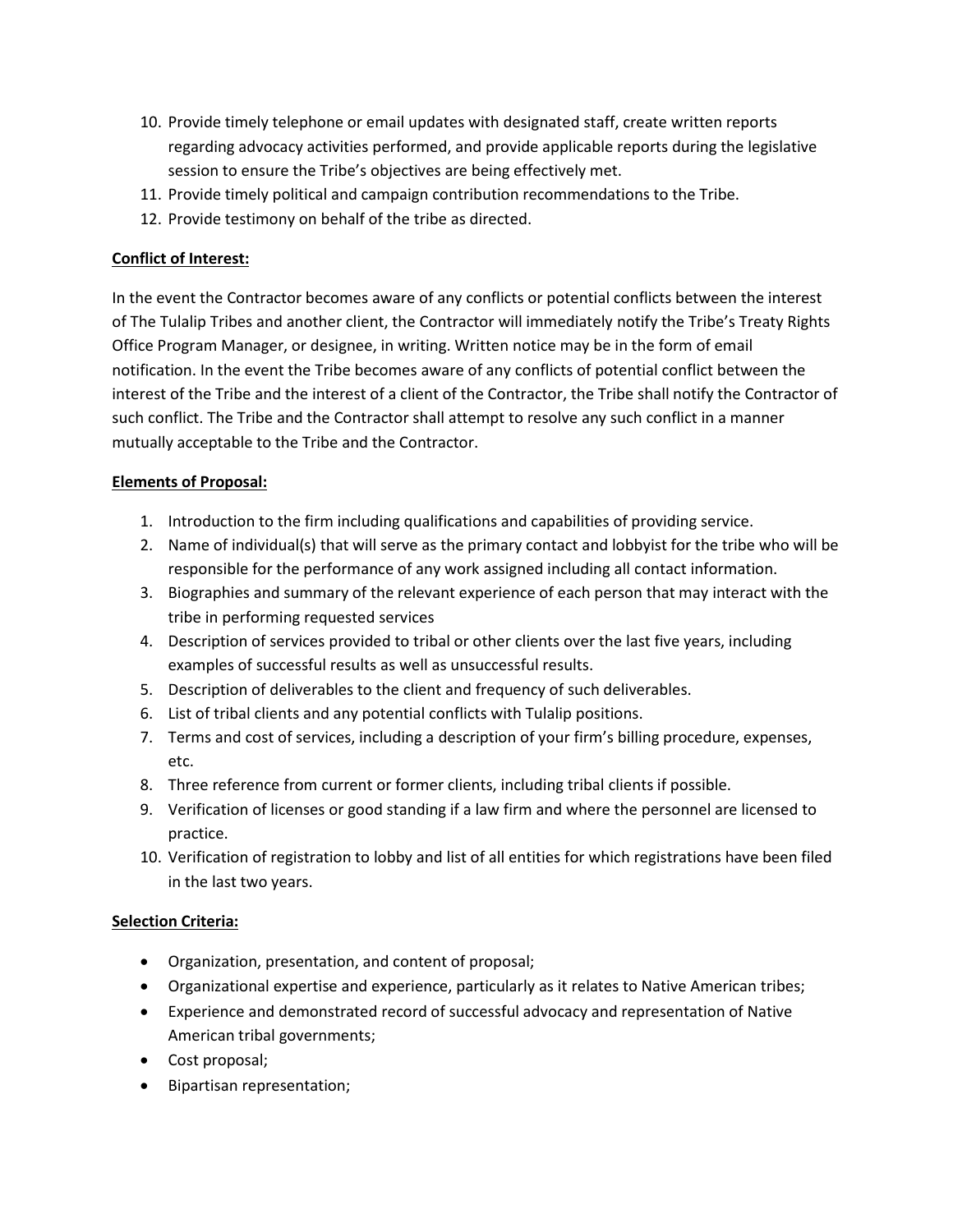10. Provide timely telephone or email updates with designated staff, create written reports regarding advocacy activities performed, and provide applicable reports during the legislative session to ensure the Tribe's objectives are being effectively met.
11. Provide timely political and campaign contribution recommendations to the Tribe.
12. Provide testimony on behalf of the tribe as directed.

**Conflict of Interest:**

In the event the Contractor becomes aware of any conflicts or potential conflicts between the interest of The Tulalip Tribes and another client, the Contractor will immediately notify the Tribe's Treaty Rights Office Program Manager, or designee, in writing. Written notice may be in the form of email notification. In the event the Tribe becomes aware of any conflicts of potential conflict between the interest of the Tribe and the interest of a client of the Contractor, the Tribe shall notify the Contractor of such conflict. The Tribe and the Contractor shall attempt to resolve any such conflict in a manner mutually acceptable to the Tribe and the Contractor.

**Elements of Proposal:**

1. Introduction to the firm including qualifications and capabilities of providing service.
2. Name of individual(s) that will serve as the primary contact and lobbyist for the tribe who will be responsible for the performance of any work assigned including all contact information.
3. Biographies and summary of the relevant experience of each person that may interact with the tribe in performing requested services
4. Description of services provided to tribal or other clients over the last five years, including examples of successful results as well as unsuccessful results.
5. Description of deliverables to the client and frequency of such deliverables.
6. List of tribal clients and any potential conflicts with Tulalip positions.
7. Terms and cost of services, including a description of your firm's billing procedure, expenses, etc.
8. Three reference from current or former clients, including tribal clients if possible.
9. Verification of licenses or good standing if a law firm and where the personnel are licensed to practice.
10. Verification of registration to lobby and list of all entities for which registrations have been filed in the last two years.

**Selection Criteria:**

- Organization, presentation, and content of proposal;
- Organizational expertise and experience, particularly as it relates to Native American tribes;
- Experience and demonstrated record of successful advocacy and representation of Native American tribal governments;
- Cost proposal;
- Bipartisan representation;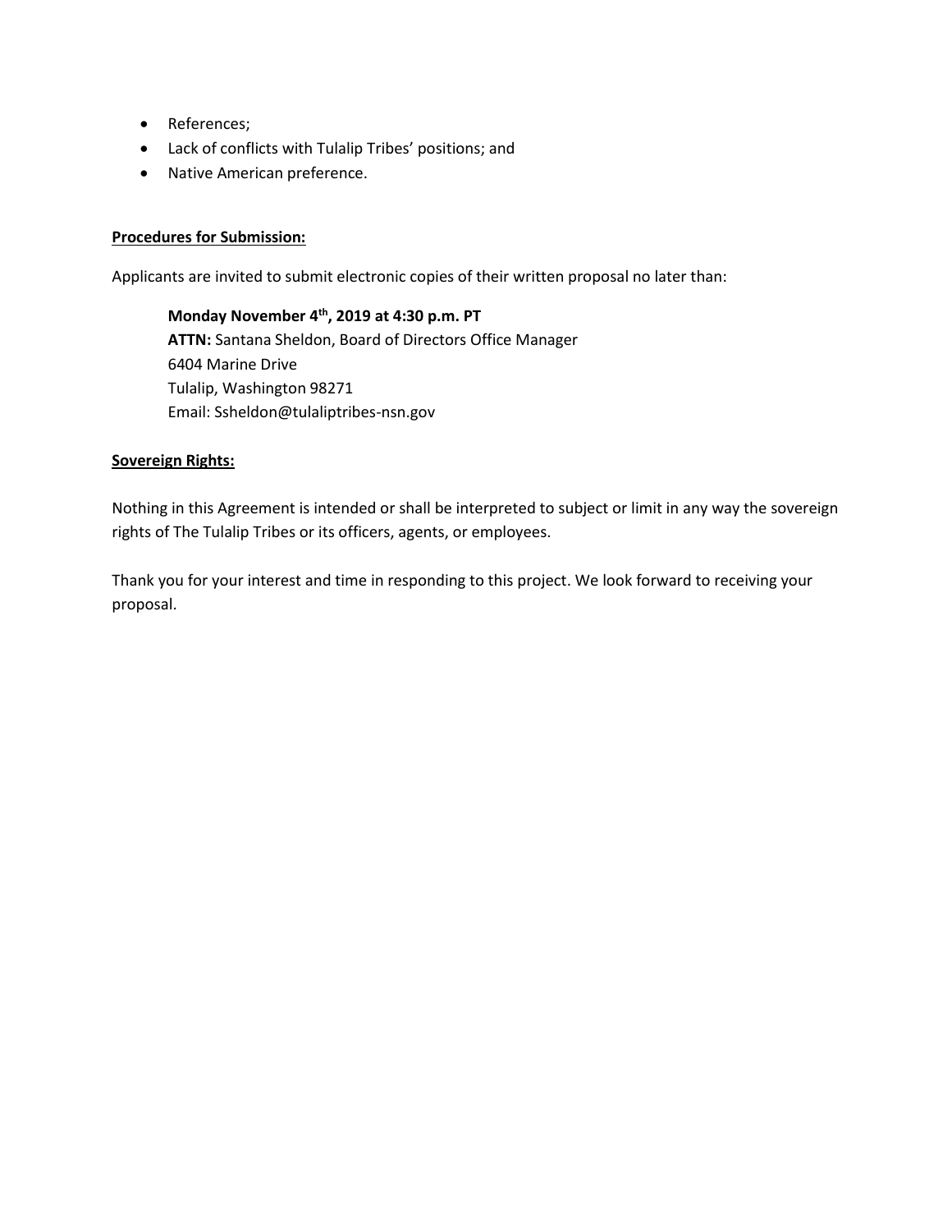- References;
- Lack of conflicts with Tulalip Tribes' positions; and
- Native American preference.

**Procedures for Submission:**

Applicants are invited to submit electronic copies of their written proposal no later than:

> **Monday November 4th, 2019 at 4:30 p.m. PT**
> **ATTN:** Santana Sheldon, Board of Directors Office Manager
> 6404 Marine Drive
> Tulalip, Washington 98271
> Email: Ssheldon@tulaliptribes-nsn.gov

**Sovereign Rights:**

Nothing in this Agreement is intended or shall be interpreted to subject or limit in any way the sovereign rights of The Tulalip Tribes or its officers, agents, or employees.

Thank you for your interest and time in responding to this project. We look forward to receiving your proposal.